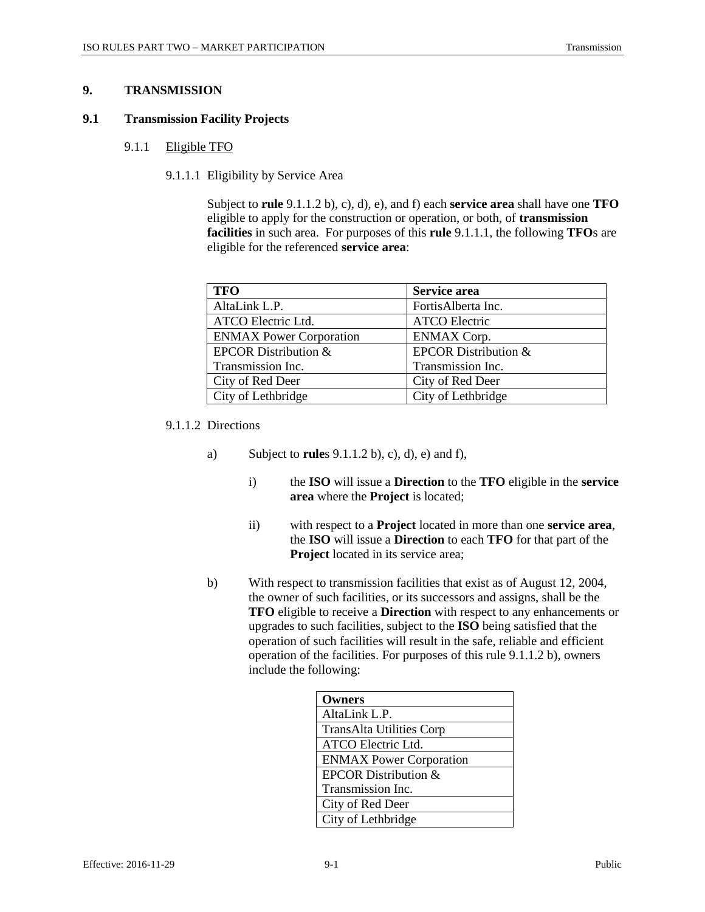# 9. TRANSMISSION

## 9.1 Transmission Facility Projects

### 9.1.1 Eligible TFO

#### 9.1.1.1 Eligibility by Service Area

Subject to **rule** 9.1.1.2 b), c), d), e), and f) each **service area** shall have one **TFO** eligible to apply for the construction or operation, or both, of **transmission facilities** in such area. For purposes of this **rule** 9.1.1.1, the following **TFO**s are eligible for the referenced **service area**:

| TFO | Service area |
|---|---|
| AltaLink L.P. | FortisAlberta Inc. |
| ATCO Electric Ltd. | ATCO Electric |
| ENMAX Power Corporation | ENMAX Corp. |
| EPCOR Distribution & Transmission Inc. | EPCOR Distribution & Transmission Inc. |
| City of Red Deer | City of Red Deer |
| City of Lethbridge | City of Lethbridge |

#### 9.1.1.2 Directions

a) Subject to **rule**s 9.1.1.2 b), c), d), e) and f),

i) the **ISO** will issue a **Direction** to the **TFO** eligible in the **service area** where the **Project** is located;

ii) with respect to a **Project** located in more than one **service area**, the **ISO** will issue a **Direction** to each **TFO** for that part of the **Project** located in its service area;

b) With respect to transmission facilities that exist as of August 12, 2004, the owner of such facilities, or its successors and assigns, shall be the **TFO** eligible to receive a **Direction** with respect to any enhancements or upgrades to such facilities, subject to the **ISO** being satisfied that the operation of such facilities will result in the safe, reliable and efficient operation of the facilities. For purposes of this rule 9.1.1.2 b), owners include the following:

| Owners |
|---|
| AltaLink L.P. |
| TransAlta Utilities Corp |
| ATCO Electric Ltd. |
| ENMAX Power Corporation |
| EPCOR Distribution & Transmission Inc. |
| City of Red Deer |
| City of Lethbridge |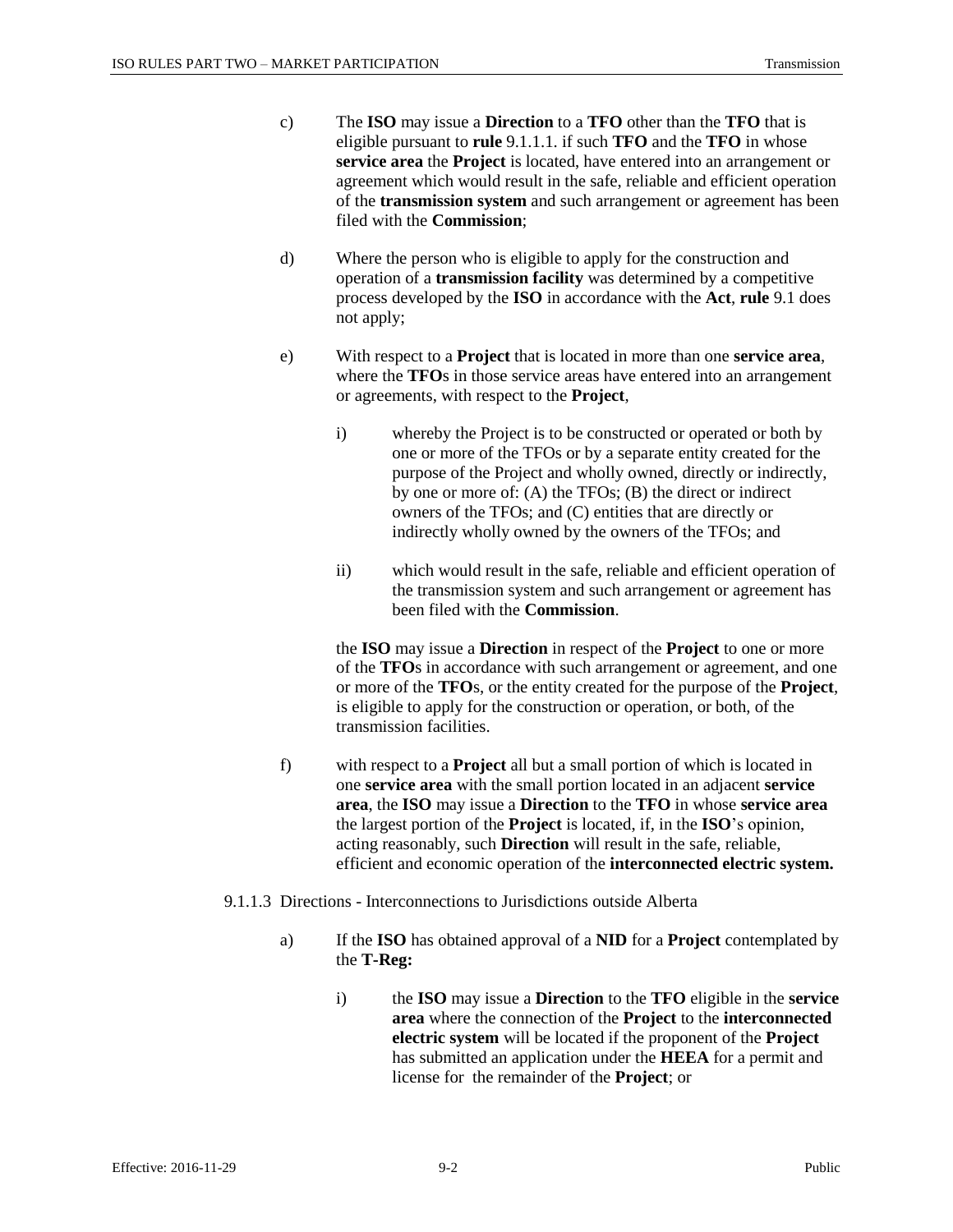c) The **ISO** may issue a **Direction** to a **TFO** other than the **TFO** that is eligible pursuant to **rule** 9.1.1.1. if such **TFO** and the **TFO** in whose **service area** the **Project** is located, have entered into an arrangement or agreement which would result in the safe, reliable and efficient operation of the **transmission system** and such arrangement or agreement has been filed with the **Commission**;

d) Where the person who is eligible to apply for the construction and operation of a **transmission facility** was determined by a competitive process developed by the **ISO** in accordance with the **Act**, **rule** 9.1 does not apply;

e) With respect to a **Project** that is located in more than one **service area**, where the **TFO**s in those service areas have entered into an arrangement or agreements, with respect to the **Project**,

   i) whereby the Project is to be constructed or operated or both by one or more of the TFOs or by a separate entity created for the purpose of the Project and wholly owned, directly or indirectly, by one or more of: (A) the TFOs; (B) the direct or indirect owners of the TFOs; and (C) entities that are directly or indirectly wholly owned by the owners of the TFOs; and

   ii) which would result in the safe, reliable and efficient operation of the transmission system and such arrangement or agreement has been filed with the **Commission**.

   the **ISO** may issue a **Direction** in respect of the **Project** to one or more of the **TFO**s in accordance with such arrangement or agreement, and one or more of the **TFO**s, or the entity created for the purpose of the **Project**, is eligible to apply for the construction or operation, or both, of the transmission facilities.

f) with respect to a **Project** all but a small portion of which is located in one **service area** with the small portion located in an adjacent **service area**, the **ISO** may issue a **Direction** to the **TFO** in whose **service area** the largest portion of the **Project** is located, if, in the **ISO**'s opinion, acting reasonably, such **Direction** will result in the safe, reliable, efficient and economic operation of the **interconnected electric system.**

9.1.1.3 Directions - Interconnections to Jurisdictions outside Alberta

a) If the **ISO** has obtained approval of a **NID** for a **Project** contemplated by the **T-Reg:**

   i) the **ISO** may issue a **Direction** to the **TFO** eligible in the **service area** where the connection of the **Project** to the **interconnected electric system** will be located if the proponent of the **Project** has submitted an application under the **HEEA** for a permit and license for the remainder of the **Project**; or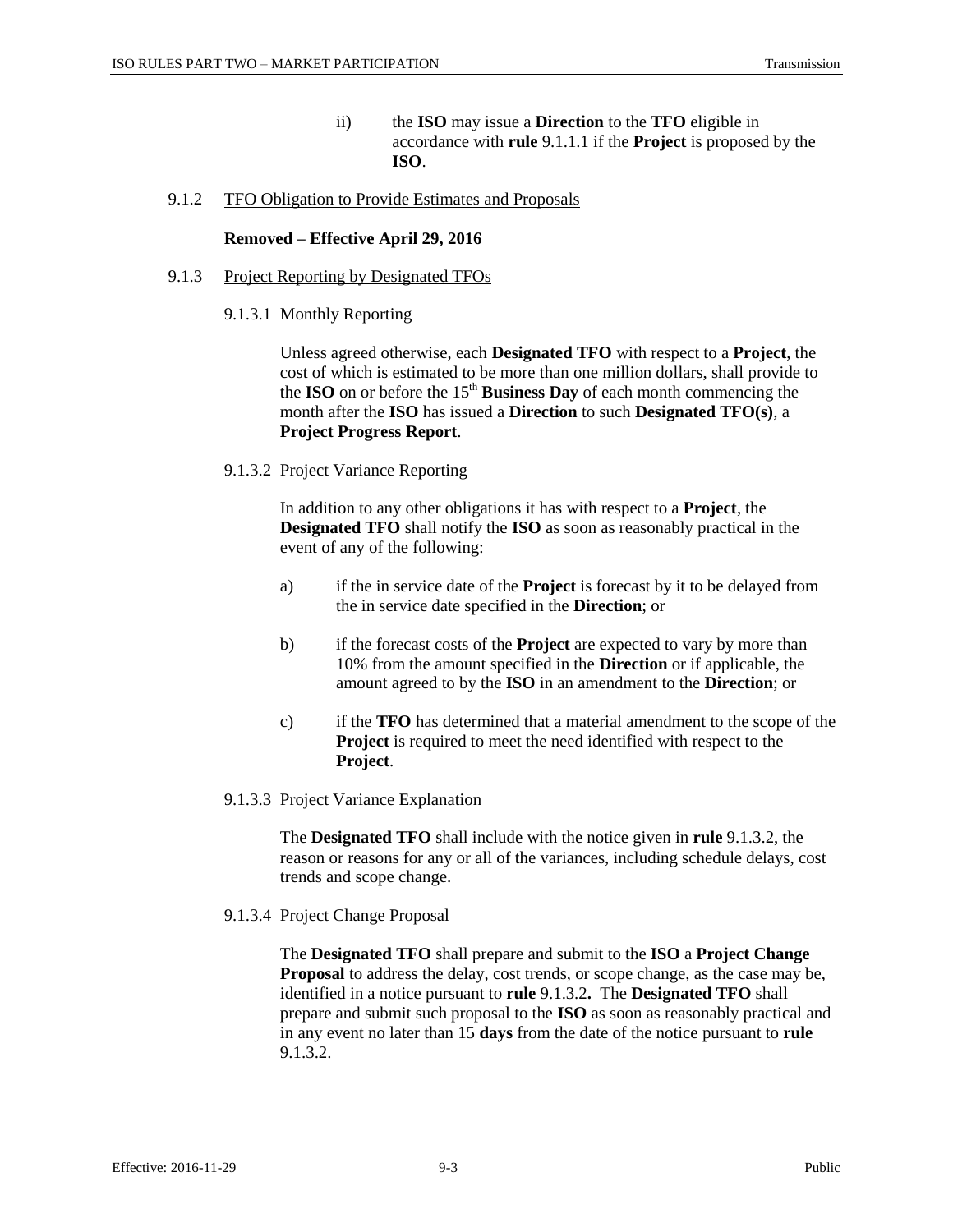ii) the **ISO** may issue a **Direction** to the **TFO** eligible in accordance with **rule** 9.1.1.1 if the **Project** is proposed by the **ISO**.

### 9.1.2 TFO Obligation to Provide Estimates and Proposals

**Removed – Effective April 29, 2016**

### 9.1.3 Project Reporting by Designated TFOs

#### 9.1.3.1 Monthly Reporting

Unless agreed otherwise, each **Designated TFO** with respect to a **Project**, the cost of which is estimated to be more than one million dollars, shall provide to the **ISO** on or before the 15th **Business Day** of each month commencing the month after the **ISO** has issued a **Direction** to such **Designated TFO(s)**, a **Project Progress Report**.

#### 9.1.3.2 Project Variance Reporting

In addition to any other obligations it has with respect to a **Project**, the **Designated TFO** shall notify the **ISO** as soon as reasonably practical in the event of any of the following:

a) if the in service date of the **Project** is forecast by it to be delayed from the in service date specified in the **Direction**; or

b) if the forecast costs of the **Project** are expected to vary by more than 10% from the amount specified in the **Direction** or if applicable, the amount agreed to by the **ISO** in an amendment to the **Direction**; or

c) if the **TFO** has determined that a material amendment to the scope of the **Project** is required to meet the need identified with respect to the **Project**.

#### 9.1.3.3 Project Variance Explanation

The **Designated TFO** shall include with the notice given in **rule** 9.1.3.2, the reason or reasons for any or all of the variances, including schedule delays, cost trends and scope change.

#### 9.1.3.4 Project Change Proposal

The **Designated TFO** shall prepare and submit to the **ISO** a **Project Change Proposal** to address the delay, cost trends, or scope change, as the case may be, identified in a notice pursuant to **rule** 9.1.3.2**.** The **Designated TFO** shall prepare and submit such proposal to the **ISO** as soon as reasonably practical and in any event no later than 15 **days** from the date of the notice pursuant to **rule** 9.1.3.2.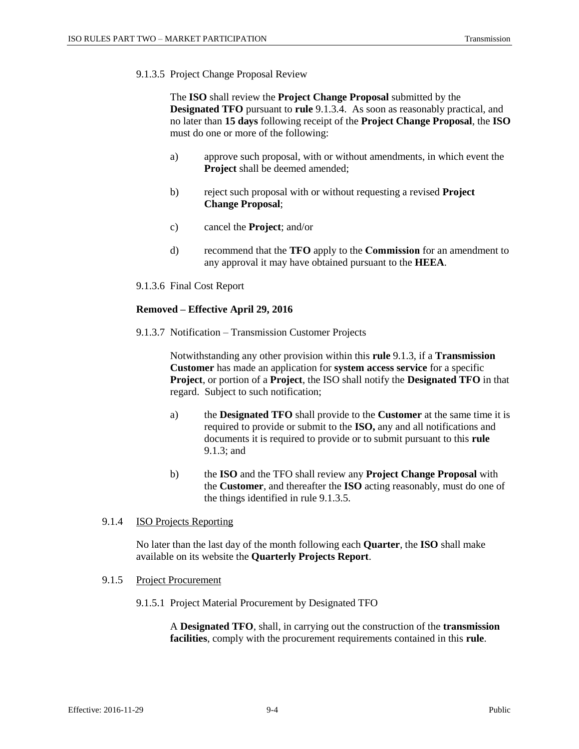9.1.3.5 Project Change Proposal Review

The **ISO** shall review the **Project Change Proposal** submitted by the **Designated TFO** pursuant to **rule** 9.1.3.4. As soon as reasonably practical, and no later than **15 days** following receipt of the **Project Change Proposal**, the **ISO** must do one or more of the following:

a) approve such proposal, with or without amendments, in which event the **Project** shall be deemed amended;

b) reject such proposal with or without requesting a revised **Project Change Proposal**;

c) cancel the **Project**; and/or

d) recommend that the **TFO** apply to the **Commission** for an amendment to any approval it may have obtained pursuant to the **HEEA**.

9.1.3.6 Final Cost Report

**Removed – Effective April 29, 2016**

9.1.3.7 Notification – Transmission Customer Projects

Notwithstanding any other provision within this **rule** 9.1.3, if a **Transmission Customer** has made an application for **system access service** for a specific **Project**, or portion of a **Project**, the ISO shall notify the **Designated TFO** in that regard. Subject to such notification;

a) the **Designated TFO** shall provide to the **Customer** at the same time it is required to provide or submit to the **ISO,** any and all notifications and documents it is required to provide or to submit pursuant to this **rule** 9.1.3; and

b) the **ISO** and the TFO shall review any **Project Change Proposal** with the **Customer**, and thereafter the **ISO** acting reasonably, must do one of the things identified in rule 9.1.3.5.

9.1.4 ISO Projects Reporting

No later than the last day of the month following each **Quarter**, the **ISO** shall make available on its website the **Quarterly Projects Report**.

9.1.5 Project Procurement

9.1.5.1 Project Material Procurement by Designated TFO

A **Designated TFO**, shall, in carrying out the construction of the **transmission facilities**, comply with the procurement requirements contained in this **rule**.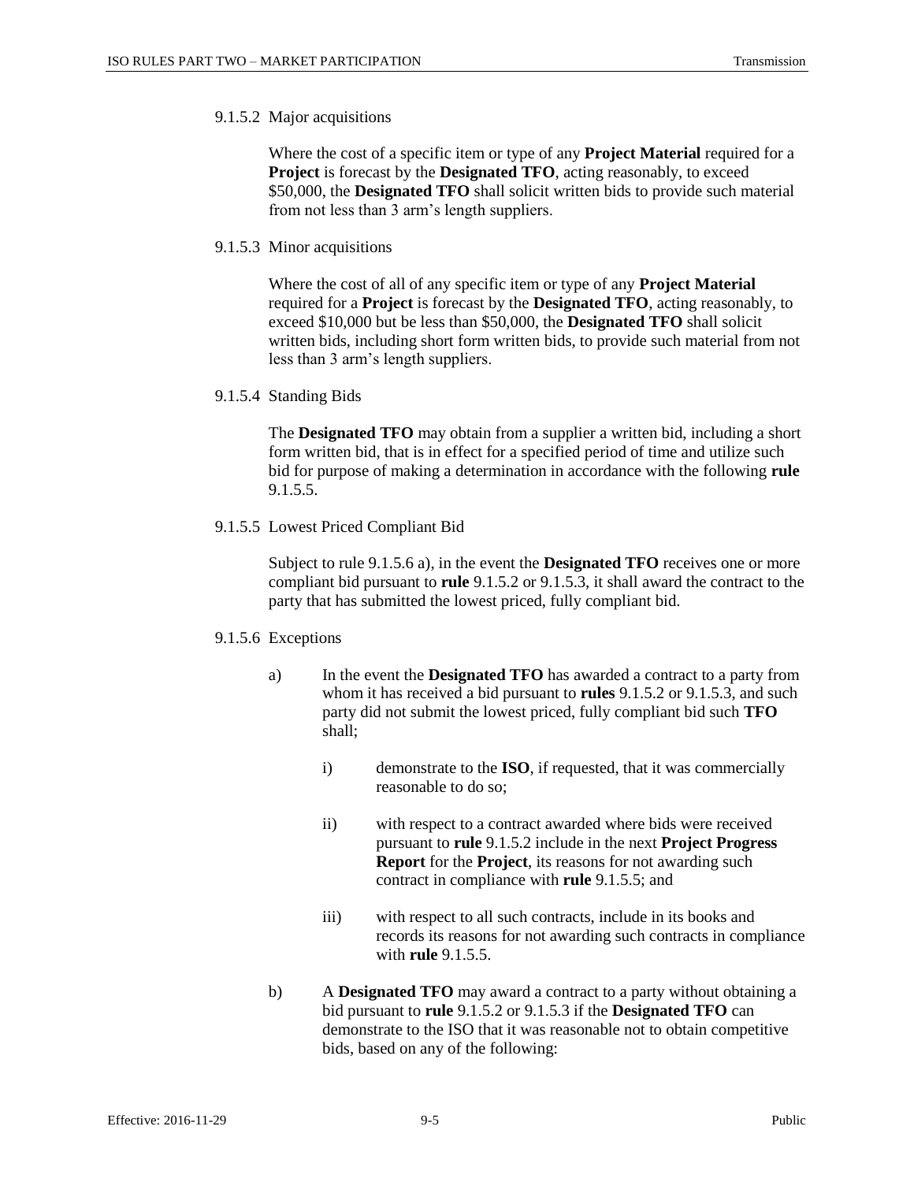9.1.5.2 Major acquisitions

Where the cost of a specific item or type of any **Project Material** required for a **Project** is forecast by the **Designated TFO**, acting reasonably, to exceed $50,000, the **Designated TFO** shall solicit written bids to provide such material from not less than 3 arm's length suppliers.

9.1.5.3 Minor acquisitions

Where the cost of all of any specific item or type of any **Project Material** required for a **Project** is forecast by the **Designated TFO**, acting reasonably, to exceed $10,000 but be less than $50,000, the **Designated TFO** shall solicit written bids, including short form written bids, to provide such material from not less than 3 arm's length suppliers.

9.1.5.4 Standing Bids

The **Designated TFO** may obtain from a supplier a written bid, including a short form written bid, that is in effect for a specified period of time and utilize such bid for purpose of making a determination in accordance with the following **rule** 9.1.5.5.

9.1.5.5 Lowest Priced Compliant Bid

Subject to rule 9.1.5.6 a), in the event the **Designated TFO** receives one or more compliant bid pursuant to **rule** 9.1.5.2 or 9.1.5.3, it shall award the contract to the party that has submitted the lowest priced, fully compliant bid.

9.1.5.6 Exceptions

a) In the event the **Designated TFO** has awarded a contract to a party from whom it has received a bid pursuant to **rules** 9.1.5.2 or 9.1.5.3, and such party did not submit the lowest priced, fully compliant bid such **TFO** shall;

   i) demonstrate to the **ISO**, if requested, that it was commercially reasonable to do so;

   ii) with respect to a contract awarded where bids were received pursuant to **rule** 9.1.5.2 include in the next **Project Progress Report** for the **Project**, its reasons for not awarding such contract in compliance with **rule** 9.1.5.5; and

   iii) with respect to all such contracts, include in its books and records its reasons for not awarding such contracts in compliance with **rule** 9.1.5.5.

b) A **Designated TFO** may award a contract to a party without obtaining a bid pursuant to **rule** 9.1.5.2 or 9.1.5.3 if the **Designated TFO** can demonstrate to the ISO that it was reasonable not to obtain competitive bids, based on any of the following: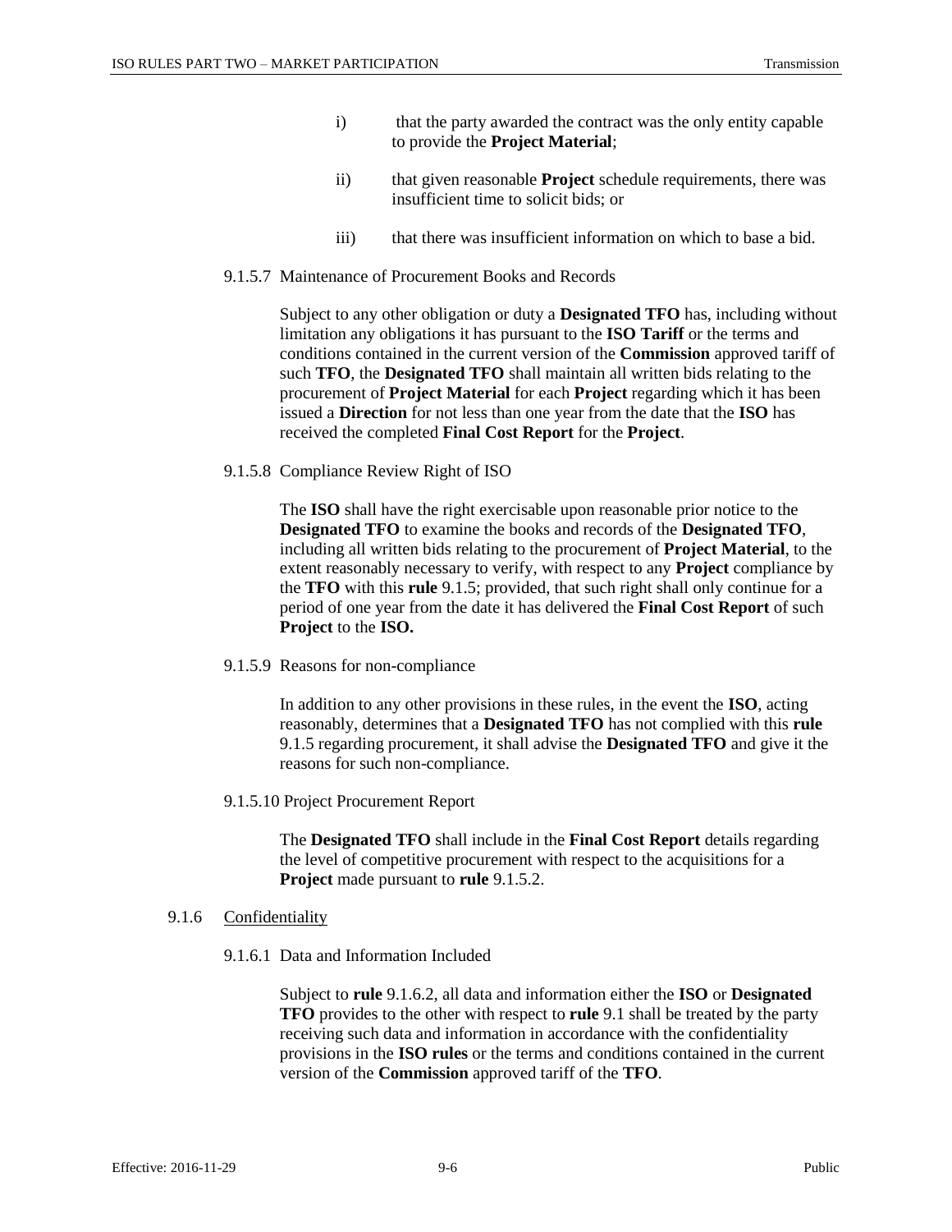i) that the party awarded the contract was the only entity capable to provide the **Project Material**;

ii) that given reasonable **Project** schedule requirements, there was insufficient time to solicit bids; or

iii) that there was insufficient information on which to base a bid.

9.1.5.7 Maintenance of Procurement Books and Records

Subject to any other obligation or duty a **Designated TFO** has, including without limitation any obligations it has pursuant to the **ISO Tariff** or the terms and conditions contained in the current version of the **Commission** approved tariff of such **TFO**, the **Designated TFO** shall maintain all written bids relating to the procurement of **Project Material** for each **Project** regarding which it has been issued a **Direction** for not less than one year from the date that the **ISO** has received the completed **Final Cost Report** for the **Project**.

9.1.5.8 Compliance Review Right of ISO

The **ISO** shall have the right exercisable upon reasonable prior notice to the **Designated TFO** to examine the books and records of the **Designated TFO**, including all written bids relating to the procurement of **Project Material**, to the extent reasonably necessary to verify, with respect to any **Project** compliance by the **TFO** with this **rule** 9.1.5; provided, that such right shall only continue for a period of one year from the date it has delivered the **Final Cost Report** of such **Project** to the **ISO.**

9.1.5.9 Reasons for non-compliance

In addition to any other provisions in these rules, in the event the **ISO**, acting reasonably, determines that a **Designated TFO** has not complied with this **rule** 9.1.5 regarding procurement, it shall advise the **Designated TFO** and give it the reasons for such non-compliance.

9.1.5.10 Project Procurement Report

The **Designated TFO** shall include in the **Final Cost Report** details regarding the level of competitive procurement with respect to the acquisitions for a **Project** made pursuant to **rule** 9.1.5.2.

9.1.6 Confidentiality

9.1.6.1 Data and Information Included

Subject to **rule** 9.1.6.2, all data and information either the **ISO** or **Designated TFO** provides to the other with respect to **rule** 9.1 shall be treated by the party receiving such data and information in accordance with the confidentiality provisions in the **ISO rules** or the terms and conditions contained in the current version of the **Commission** approved tariff of the **TFO**.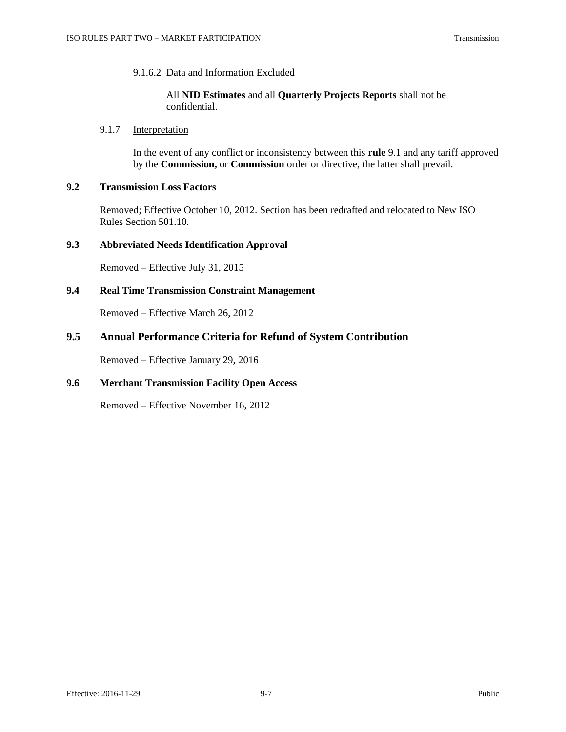#### 9.1.6.2 Data and Information Excluded

All **NID Estimates** and all **Quarterly Projects Reports** shall not be confidential.

### 9.1.7 Interpretation

In the event of any conflict or inconsistency between this **rule** 9.1 and any tariff approved by the **Commission,** or **Commission** order or directive, the latter shall prevail.

## 9.2 Transmission Loss Factors

Removed; Effective October 10, 2012. Section has been redrafted and relocated to New ISO Rules Section 501.10.

## 9.3 Abbreviated Needs Identification Approval

Removed – Effective July 31, 2015

## 9.4 Real Time Transmission Constraint Management

Removed – Effective March 26, 2012

## 9.5 Annual Performance Criteria for Refund of System Contribution

Removed – Effective January 29, 2016

## 9.6 Merchant Transmission Facility Open Access

Removed – Effective November 16, 2012